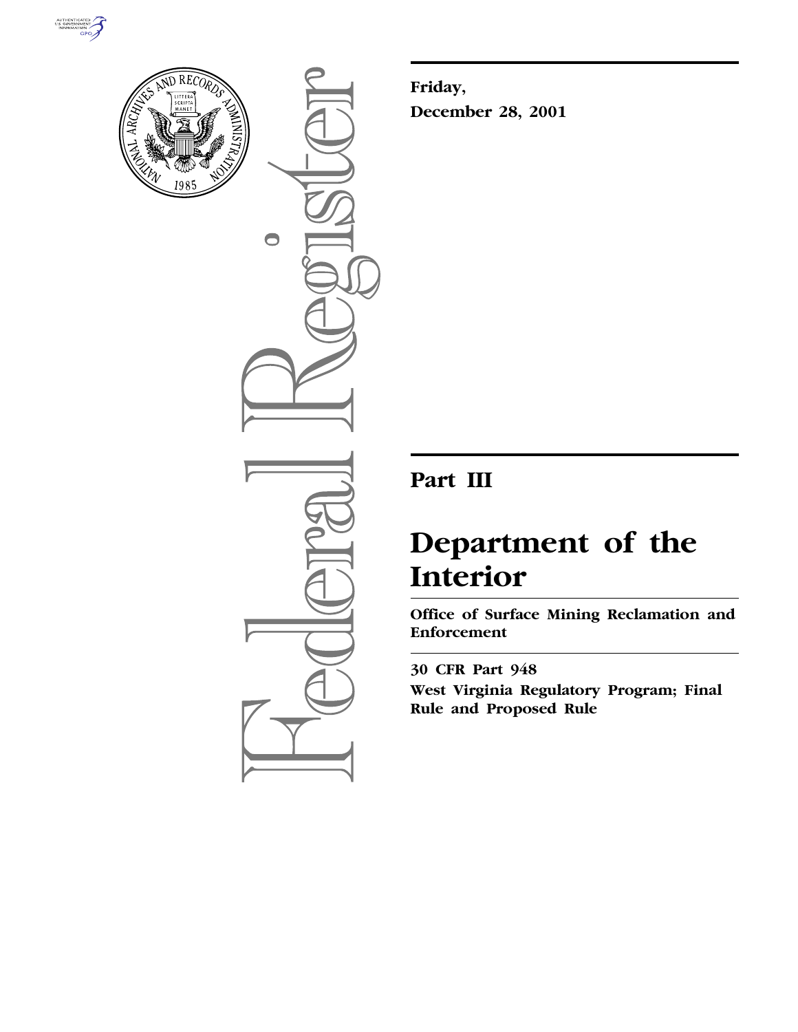**Friday,**

**December 28, 2001**

# Part III

# Department of the Interior

**Office of Surface Mining Reclamation and Enforcement**

**30 CFR Part 948**

**West Virginia Regulatory Program; Final Rule and Proposed Rule**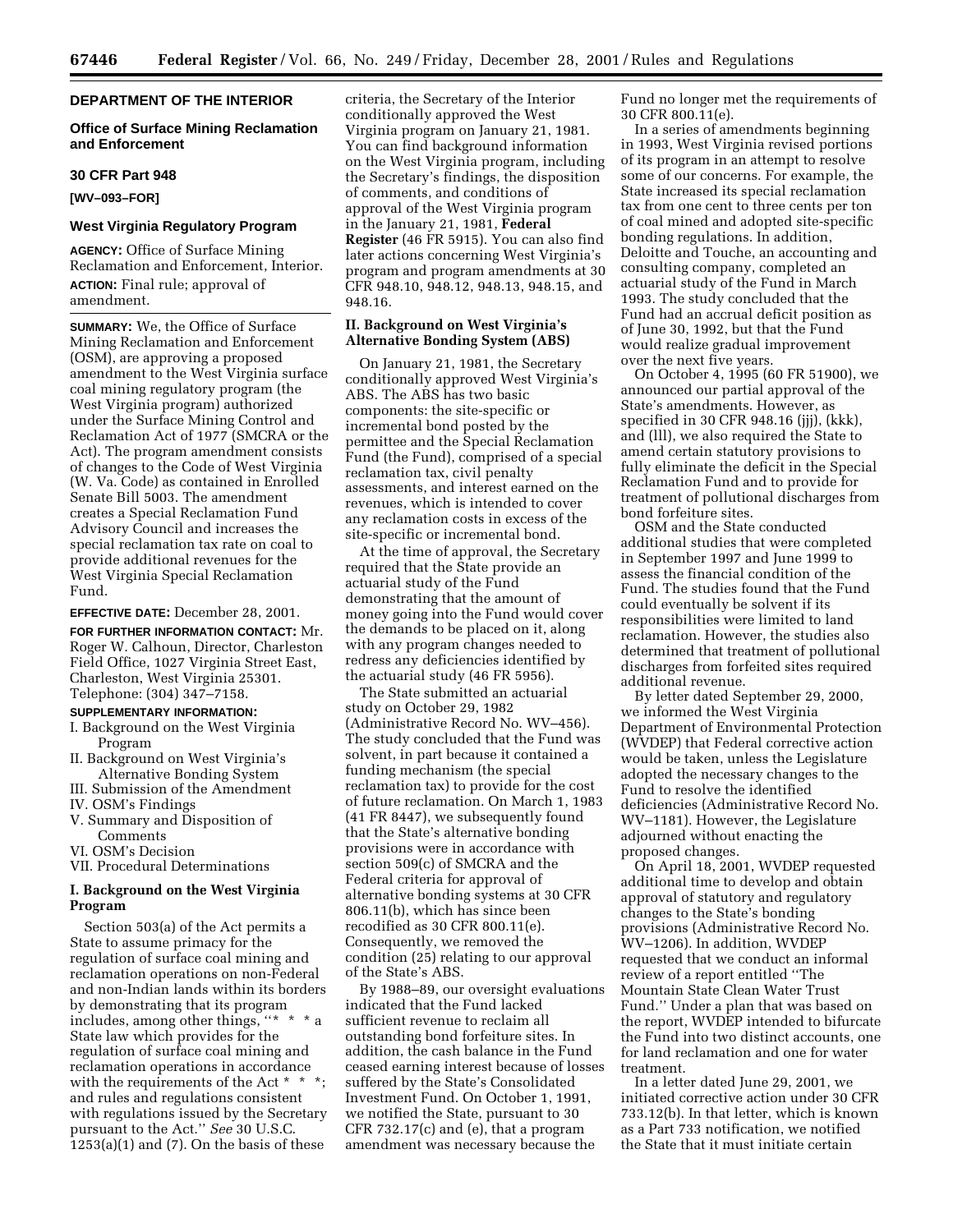## DEPARTMENT OF THE INTERIOR

### Office of Surface Mining Reclamation and Enforcement

### 30 CFR Part 948

**[WV–093–FOR]**

### West Virginia Regulatory Program

**AGENCY:** Office of Surface Mining Reclamation and Enforcement, Interior.

**ACTION:** Final rule; approval of amendment.

**SUMMARY:** We, the Office of Surface Mining Reclamation and Enforcement (OSM), are approving a proposed amendment to the West Virginia surface coal mining regulatory program (the West Virginia program) authorized under the Surface Mining Control and Reclamation Act of 1977 (SMCRA or the Act). The program amendment consists of changes to the Code of West Virginia (W. Va. Code) as contained in Enrolled Senate Bill 5003. The amendment creates a Special Reclamation Fund Advisory Council and increases the special reclamation tax rate on coal to provide additional revenues for the West Virginia Special Reclamation Fund.

**EFFECTIVE DATE:** December 28, 2001.

**FOR FURTHER INFORMATION CONTACT:** Mr. Roger W. Calhoun, Director, Charleston Field Office, 1027 Virginia Street East, Charleston, West Virginia 25301. Telephone: (304) 347–7158.

**SUPPLEMENTARY INFORMATION:**

- I. Background on the West Virginia Program
- II. Background on West Virginia's Alternative Bonding System
- III. Submission of the Amendment
- IV. OSM's Findings
- V. Summary and Disposition of Comments
- VI. OSM's Decision
- VII. Procedural Determinations

## I. Background on the West Virginia Program

Section 503(a) of the Act permits a State to assume primacy for the regulation of surface coal mining and reclamation operations on non-Federal and non-Indian lands within its borders by demonstrating that its program includes, among other things, "* * * a State law which provides for the regulation of surface coal mining and reclamation operations in accordance with the requirements of the Act * * *; and rules and regulations consistent with regulations issued by the Secretary pursuant to the Act." *See* 30 U.S.C. 1253(a)(1) and (7). On the basis of these criteria, the Secretary of the Interior conditionally approved the West Virginia program on January 21, 1981. You can find background information on the West Virginia program, including the Secretary's findings, the disposition of comments, and conditions of approval of the West Virginia program in the January 21, 1981, **Federal Register** (46 FR 5915). You can also find later actions concerning West Virginia's program and program amendments at 30 CFR 948.10, 948.12, 948.13, 948.15, and 948.16.

## II. Background on West Virginia's Alternative Bonding System (ABS)

On January 21, 1981, the Secretary conditionally approved West Virginia's ABS. The ABS has two basic components: the site-specific or incremental bond posted by the permittee and the Special Reclamation Fund (the Fund), comprised of a special reclamation tax, civil penalty assessments, and interest earned on the revenues, which is intended to cover any reclamation costs in excess of the site-specific or incremental bond.

At the time of approval, the Secretary required that the State provide an actuarial study of the Fund demonstrating that the amount of money going into the Fund would cover the demands to be placed on it, along with any program changes needed to redress any deficiencies identified by the actuarial study (46 FR 5956).

The State submitted an actuarial study on October 29, 1982 (Administrative Record No. WV–456). The study concluded that the Fund was solvent, in part because it contained a funding mechanism (the special reclamation tax) to provide for the cost of future reclamation. On March 1, 1983 (41 FR 8447), we subsequently found that the State's alternative bonding provisions were in accordance with section 509(c) of SMCRA and the Federal criteria for approval of alternative bonding systems at 30 CFR 806.11(b), which has since been recodified as 30 CFR 800.11(e). Consequently, we removed the condition (25) relating to our approval of the State's ABS.

By 1988–89, our oversight evaluations indicated that the Fund lacked sufficient revenue to reclaim all outstanding bond forfeiture sites. In addition, the cash balance in the Fund ceased earning interest because of losses suffered by the State's Consolidated Investment Fund. On October 1, 1991, we notified the State, pursuant to 30 CFR 732.17(c) and (e), that a program amendment was necessary because the Fund no longer met the requirements of 30 CFR 800.11(e).

In a series of amendments beginning in 1993, West Virginia revised portions of its program in an attempt to resolve some of our concerns. For example, the State increased its special reclamation tax from one cent to three cents per ton of coal mined and adopted site-specific bonding regulations. In addition, Deloitte and Touche, an accounting and consulting company, completed an actuarial study of the Fund in March 1993. The study concluded that the Fund had an accrual deficit position as of June 30, 1992, but that the Fund would realize gradual improvement over the next five years.

On October 4, 1995 (60 FR 51900), we announced our partial approval of the State's amendments. However, as specified in 30 CFR 948.16 (jjj), (kkk), and (lll), we also required the State to amend certain statutory provisions to fully eliminate the deficit in the Special Reclamation Fund and to provide for treatment of pollutional discharges from bond forfeiture sites.

OSM and the State conducted additional studies that were completed in September 1997 and June 1999 to assess the financial condition of the Fund. The studies found that the Fund could eventually be solvent if its responsibilities were limited to land reclamation. However, the studies also determined that treatment of pollutional discharges from forfeited sites required additional revenue.

By letter dated September 29, 2000, we informed the West Virginia Department of Environmental Protection (WVDEP) that Federal corrective action would be taken, unless the Legislature adopted the necessary changes to the Fund to resolve the identified deficiencies (Administrative Record No. WV–1181). However, the Legislature adjourned without enacting the proposed changes.

On April 18, 2001, WVDEP requested additional time to develop and obtain approval of statutory and regulatory changes to the State's bonding provisions (Administrative Record No. WV–1206). In addition, WVDEP requested that we conduct an informal review of a report entitled "The Mountain State Clean Water Trust Fund." Under a plan that was based on the report, WVDEP intended to bifurcate the Fund into two distinct accounts, one for land reclamation and one for water treatment.

In a letter dated June 29, 2001, we initiated corrective action under 30 CFR 733.12(b). In that letter, which is known as a Part 733 notification, we notified the State that it must initiate certain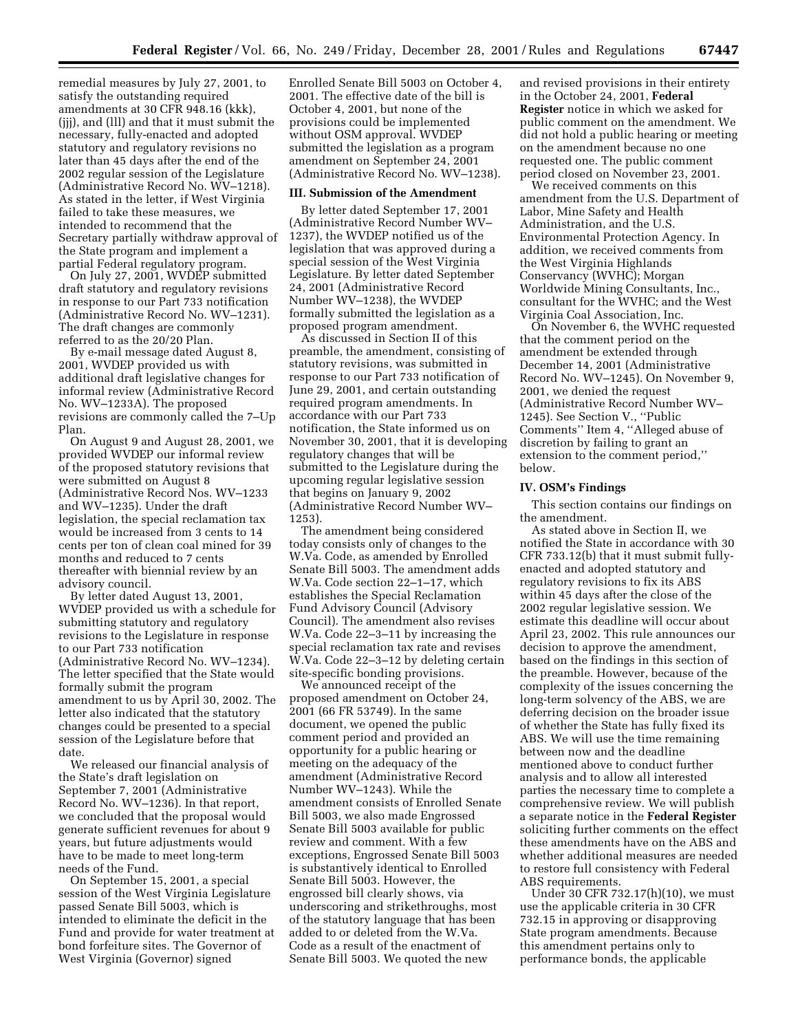remedial measures by July 27, 2001, to satisfy the outstanding required amendments at 30 CFR 948.16 (kkk), (jjj), and (lll) and that it must submit the necessary, fully-enacted and adopted statutory and regulatory revisions no later than 45 days after the end of the 2002 regular session of the Legislature (Administrative Record No. WV–1218). As stated in the letter, if West Virginia failed to take these measures, we intended to recommend that the Secretary partially withdraw approval of the State program and implement a partial Federal regulatory program.

On July 27, 2001, WVDEP submitted draft statutory and regulatory revisions in response to our Part 733 notification (Administrative Record No. WV–1231). The draft changes are commonly referred to as the 20/20 Plan.

By e-mail message dated August 8, 2001, WVDEP provided us with additional draft legislative changes for informal review (Administrative Record No. WV–1233A). The proposed revisions are commonly called the 7–Up Plan.

On August 9 and August 28, 2001, we provided WVDEP our informal review of the proposed statutory revisions that were submitted on August 8 (Administrative Record Nos. WV–1233 and WV–1235). Under the draft legislation, the special reclamation tax would be increased from 3 cents to 14 cents per ton of clean coal mined for 39 months and reduced to 7 cents thereafter with biennial review by an advisory council.

By letter dated August 13, 2001, WVDEP provided us with a schedule for submitting statutory and regulatory revisions to the Legislature in response to our Part 733 notification (Administrative Record No. WV–1234). The letter specified that the State would formally submit the program amendment to us by April 30, 2002. The letter also indicated that the statutory changes could be presented to a special session of the Legislature before that date.

We released our financial analysis of the State's draft legislation on September 7, 2001 (Administrative Record No. WV–1236). In that report, we concluded that the proposal would generate sufficient revenues for about 9 years, but future adjustments would have to be made to meet long-term needs of the Fund.

On September 15, 2001, a special session of the West Virginia Legislature passed Senate Bill 5003, which is intended to eliminate the deficit in the Fund and provide for water treatment at bond forfeiture sites. The Governor of West Virginia (Governor) signed Enrolled Senate Bill 5003 on October 4, 2001. The effective date of the bill is October 4, 2001, but none of the provisions could be implemented without OSM approval. WVDEP submitted the legislation as a program amendment on September 24, 2001 (Administrative Record No. WV–1238).

### III. Submission of the Amendment

By letter dated September 17, 2001 (Administrative Record Number WV–1237), the WVDEP notified us of the legislation that was approved during a special session of the West Virginia Legislature. By letter dated September 24, 2001 (Administrative Record Number WV–1238), the WVDEP formally submitted the legislation as a proposed program amendment.

As discussed in Section II of this preamble, the amendment, consisting of statutory revisions, was submitted in response to our Part 733 notification of June 29, 2001, and certain outstanding required program amendments. In accordance with our Part 733 notification, the State informed us on November 30, 2001, that it is developing regulatory changes that will be submitted to the Legislature during the upcoming regular legislative session that begins on January 9, 2002 (Administrative Record Number WV–1253).

The amendment being considered today consists only of changes to the W.Va. Code, as amended by Enrolled Senate Bill 5003. The amendment adds W.Va. Code section 22–1–17, which establishes the Special Reclamation Fund Advisory Council (Advisory Council). The amendment also revises W.Va. Code 22–3–11 by increasing the special reclamation tax rate and revises W.Va. Code 22–3–12 by deleting certain site-specific bonding provisions.

We announced receipt of the proposed amendment on October 24, 2001 (66 FR 53749). In the same document, we opened the public comment period and provided an opportunity for a public hearing or meeting on the adequacy of the amendment (Administrative Record Number WV–1243). While the amendment consists of Enrolled Senate Bill 5003, we also made Engrossed Senate Bill 5003 available for public review and comment. With a few exceptions, Engrossed Senate Bill 5003 is substantively identical to Enrolled Senate Bill 5003. However, the engrossed bill clearly shows, via underscoring and strikethroughs, most of the statutory language that has been added to or deleted from the W.Va. Code as a result of the enactment of Senate Bill 5003. We quoted the new and revised provisions in their entirety in the October 24, 2001, **Federal Register** notice in which we asked for public comment on the amendment. We did not hold a public hearing or meeting on the amendment because no one requested one. The public comment period closed on November 23, 2001.

We received comments on this amendment from the U.S. Department of Labor, Mine Safety and Health Administration, and the U.S. Environmental Protection Agency. In addition, we received comments from the West Virginia Highlands Conservancy (WVHC); Morgan Worldwide Mining Consultants, Inc., consultant for the WVHC; and the West Virginia Coal Association, Inc.

On November 6, the WVHC requested that the comment period on the amendment be extended through December 14, 2001 (Administrative Record No. WV–1245). On November 9, 2001, we denied the request (Administrative Record Number WV–1245). See Section V., ''Public Comments'' Item 4, ''Alleged abuse of discretion by failing to grant an extension to the comment period,'' below.

### IV. OSM's Findings

This section contains our findings on the amendment.

As stated above in Section II, we notified the State in accordance with 30 CFR 733.12(b) that it must submit fully-enacted and adopted statutory and regulatory revisions to fix its ABS within 45 days after the close of the 2002 regular legislative session. We estimate this deadline will occur about April 23, 2002. This rule announces our decision to approve the amendment, based on the findings in this section of the preamble. However, because of the complexity of the issues concerning the long-term solvency of the ABS, we are deferring decision on the broader issue of whether the State has fully fixed its ABS. We will use the time remaining between now and the deadline mentioned above to conduct further analysis and to allow all interested parties the necessary time to complete a comprehensive review. We will publish a separate notice in the **Federal Register** soliciting further comments on the effect these amendments have on the ABS and whether additional measures are needed to restore full consistency with Federal ABS requirements.

Under 30 CFR 732.17(h)(10), we must use the applicable criteria in 30 CFR 732.15 in approving or disapproving State program amendments. Because this amendment pertains only to performance bonds, the applicable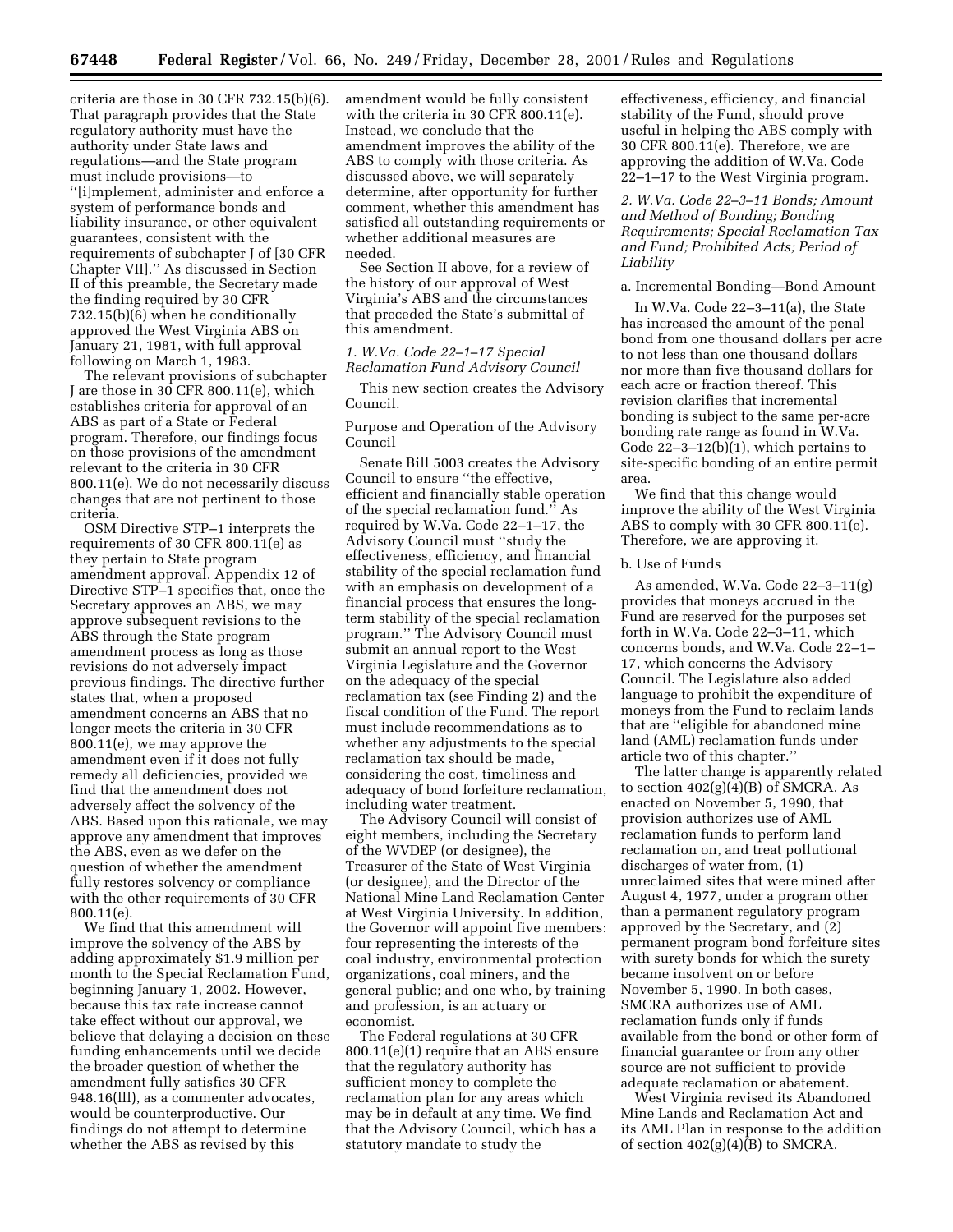criteria are those in 30 CFR 732.15(b)(6). That paragraph provides that the State regulatory authority must have the authority under State laws and regulations—and the State program must include provisions—to ''[i]mplement, administer and enforce a system of performance bonds and liability insurance, or other equivalent guarantees, consistent with the requirements of subchapter J of [30 CFR Chapter VII].'' As discussed in Section II of this preamble, the Secretary made the finding required by 30 CFR 732.15(b)(6) when he conditionally approved the West Virginia ABS on January 21, 1981, with full approval following on March 1, 1983.

The relevant provisions of subchapter J are those in 30 CFR 800.11(e), which establishes criteria for approval of an ABS as part of a State or Federal program. Therefore, our findings focus on those provisions of the amendment relevant to the criteria in 30 CFR 800.11(e). We do not necessarily discuss changes that are not pertinent to those criteria.

OSM Directive STP–1 interprets the requirements of 30 CFR 800.11(e) as they pertain to State program amendment approval. Appendix 12 of Directive STP–1 specifies that, once the Secretary approves an ABS, we may approve subsequent revisions to the ABS through the State program amendment process as long as those revisions do not adversely impact previous findings. The directive further states that, when a proposed amendment concerns an ABS that no longer meets the criteria in 30 CFR 800.11(e), we may approve the amendment even if it does not fully remedy all deficiencies, provided we find that the amendment does not adversely affect the solvency of the ABS. Based upon this rationale, we may approve any amendment that improves the ABS, even as we defer on the question of whether the amendment fully restores solvency or compliance with the other requirements of 30 CFR 800.11(e).

We find that this amendment will improve the solvency of the ABS by adding approximately $1.9 million per month to the Special Reclamation Fund, beginning January 1, 2002. However, because this tax rate increase cannot take effect without our approval, we believe that delaying a decision on these funding enhancements until we decide the broader question of whether the amendment fully satisfies 30 CFR 948.16(lll), as a commenter advocates, would be counterproductive. Our findings do not attempt to determine whether the ABS as revised by this amendment would be fully consistent with the criteria in 30 CFR 800.11(e). Instead, we conclude that the amendment improves the ability of the ABS to comply with those criteria. As discussed above, we will separately determine, after opportunity for further comment, whether this amendment has satisfied all outstanding requirements or whether additional measures are needed.

See Section II above, for a review of the history of our approval of West Virginia's ABS and the circumstances that preceded the State's submittal of this amendment.

### *1. W.Va. Code 22–1–17 Special Reclamation Fund Advisory Council*

This new section creates the Advisory Council.

Purpose and Operation of the Advisory Council

Senate Bill 5003 creates the Advisory Council to ensure ''the effective, efficient and financially stable operation of the special reclamation fund.'' As required by W.Va. Code 22–1–17, the Advisory Council must ''study the effectiveness, efficiency, and financial stability of the special reclamation fund with an emphasis on development of a financial process that ensures the long-term stability of the special reclamation program.'' The Advisory Council must submit an annual report to the West Virginia Legislature and the Governor on the adequacy of the special reclamation tax (see Finding 2) and the fiscal condition of the Fund. The report must include recommendations as to whether any adjustments to the special reclamation tax should be made, considering the cost, timeliness and adequacy of bond forfeiture reclamation, including water treatment.

The Advisory Council will consist of eight members, including the Secretary of the WVDEP (or designee), the Treasurer of the State of West Virginia (or designee), and the Director of the National Mine Land Reclamation Center at West Virginia University. In addition, the Governor will appoint five members: four representing the interests of the coal industry, environmental protection organizations, coal miners, and the general public; and one who, by training and profession, is an actuary or economist.

The Federal regulations at 30 CFR 800.11(e)(1) require that an ABS ensure that the regulatory authority has sufficient money to complete the reclamation plan for any areas which may be in default at any time. We find that the Advisory Council, which has a statutory mandate to study the effectiveness, efficiency, and financial stability of the Fund, should prove useful in helping the ABS comply with 30 CFR 800.11(e). Therefore, we are approving the addition of W.Va. Code 22–1–17 to the West Virginia program.

### *2. W.Va. Code 22–3–11 Bonds; Amount and Method of Bonding; Bonding Requirements; Special Reclamation Tax and Fund; Prohibited Acts; Period of Liability*

a. Incremental Bonding—Bond Amount

In W.Va. Code 22–3–11(a), the State has increased the amount of the penal bond from one thousand dollars per acre to not less than one thousand dollars nor more than five thousand dollars for each acre or fraction thereof. This revision clarifies that incremental bonding is subject to the same per-acre bonding rate range as found in W.Va. Code 22–3–12(b)(1), which pertains to site-specific bonding of an entire permit area.

We find that this change would improve the ability of the West Virginia ABS to comply with 30 CFR 800.11(e). Therefore, we are approving it.

b. Use of Funds

As amended, W.Va. Code 22–3–11(g) provides that moneys accrued in the Fund are reserved for the purposes set forth in W.Va. Code 22–3–11, which concerns bonds, and W.Va. Code 22–1–17, which concerns the Advisory Council. The Legislature also added language to prohibit the expenditure of moneys from the Fund to reclaim lands that are ''eligible for abandoned mine land (AML) reclamation funds under article two of this chapter.''

The latter change is apparently related to section 402(g)(4)(B) of SMCRA. As enacted on November 5, 1990, that provision authorizes use of AML reclamation funds to perform land reclamation on, and treat pollutional discharges of water from, (1) unreclaimed sites that were mined after August 4, 1977, under a program other than a permanent regulatory program approved by the Secretary, and (2) permanent program bond forfeiture sites with surety bonds for which the surety became insolvent on or before November 5, 1990. In both cases, SMCRA authorizes use of AML reclamation funds only if funds available from the bond or other form of financial guarantee or from any other source are not sufficient to provide adequate reclamation or abatement.

West Virginia revised its Abandoned Mine Lands and Reclamation Act and its AML Plan in response to the addition of section 402(g)(4)(B) to SMCRA.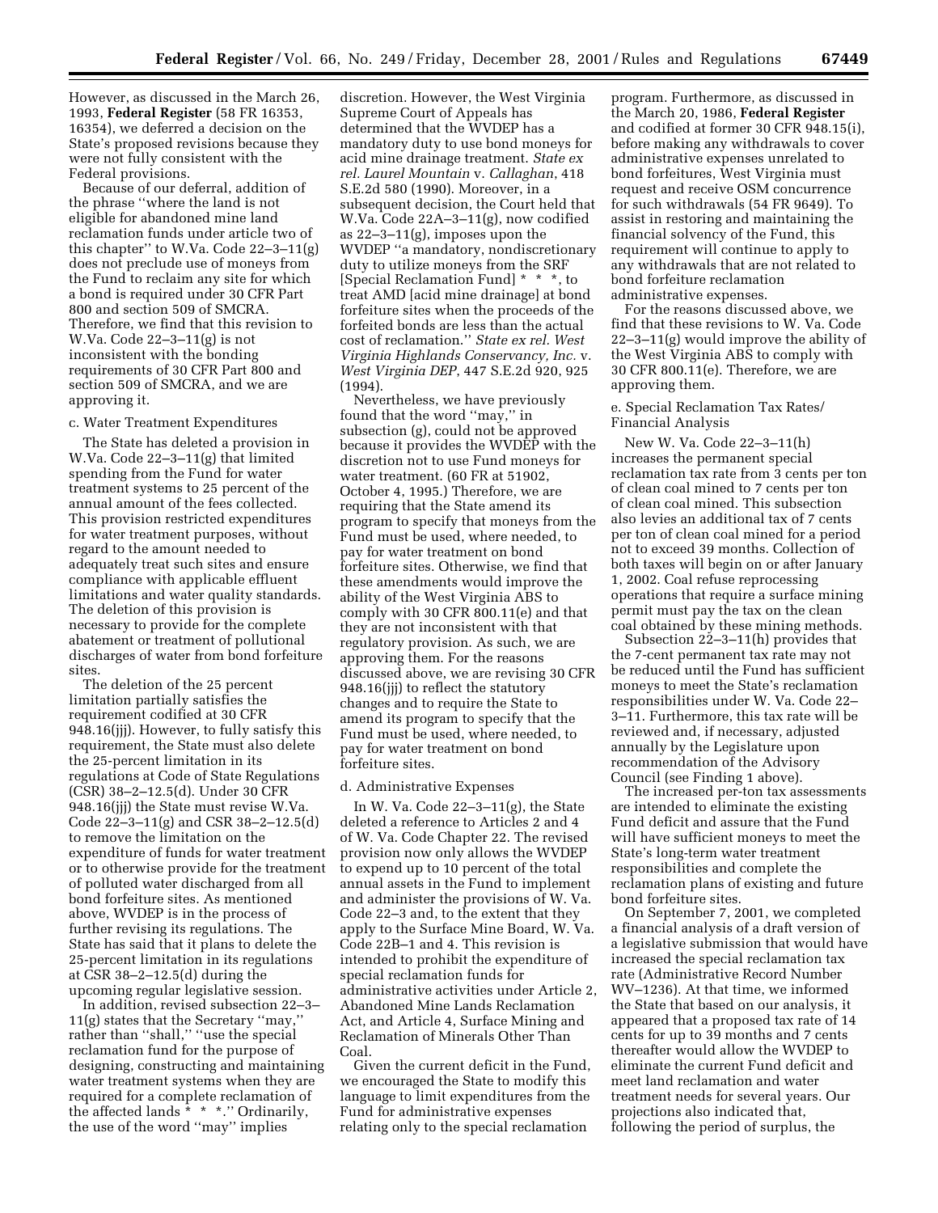However, as discussed in the March 26, 1993, **Federal Register** (58 FR 16353, 16354), we deferred a decision on the State's proposed revisions because they were not fully consistent with the Federal provisions.

Because of our deferral, addition of the phrase "where the land is not eligible for abandoned mine land reclamation funds under article two of this chapter" to W.Va. Code 22–3–11(g) does not preclude use of moneys from the Fund to reclaim any site for which a bond is required under 30 CFR Part 800 and section 509 of SMCRA. Therefore, we find that this revision to W.Va. Code 22–3–11(g) is not inconsistent with the bonding requirements of 30 CFR Part 800 and section 509 of SMCRA, and we are approving it.

c. Water Treatment Expenditures

The State has deleted a provision in W.Va. Code 22–3–11(g) that limited spending from the Fund for water treatment systems to 25 percent of the annual amount of the fees collected. This provision restricted expenditures for water treatment purposes, without regard to the amount needed to adequately treat such sites and ensure compliance with applicable effluent limitations and water quality standards. The deletion of this provision is necessary to provide for the complete abatement or treatment of pollutional discharges of water from bond forfeiture sites.

The deletion of the 25 percent limitation partially satisfies the requirement codified at 30 CFR 948.16(jjj). However, to fully satisfy this requirement, the State must also delete the 25-percent limitation in its regulations at Code of State Regulations (CSR) 38–2–12.5(d). Under 30 CFR 948.16(jjj) the State must revise W.Va. Code 22–3–11(g) and CSR 38–2–12.5(d) to remove the limitation on the expenditure of funds for water treatment or to otherwise provide for the treatment of polluted water discharged from all bond forfeiture sites. As mentioned above, WVDEP is in the process of further revising its regulations. The State has said that it plans to delete the 25-percent limitation in its regulations at CSR 38–2–12.5(d) during the upcoming regular legislative session.

In addition, revised subsection 22–3–11(g) states that the Secretary "may," rather than "shall," "use the special reclamation fund for the purpose of designing, constructing and maintaining water treatment systems when they are required for a complete reclamation of the affected lands * * *." Ordinarily, the use of the word "may" implies discretion. However, the West Virginia Supreme Court of Appeals has determined that the WVDEP has a mandatory duty to use bond moneys for acid mine drainage treatment. *State ex rel. Laurel Mountain* v. *Callaghan*, 418 S.E.2d 580 (1990). Moreover, in a subsequent decision, the Court held that W.Va. Code 22A–3–11(g), now codified as 22–3–11(g), imposes upon the WVDEP "a mandatory, nondiscretionary duty to utilize moneys from the SRF [Special Reclamation Fund] * * *, to treat AMD [acid mine drainage] at bond forfeiture sites when the proceeds of the forfeited bonds are less than the actual cost of reclamation." *State ex rel. West Virginia Highlands Conservancy, Inc.* v. *West Virginia DEP*, 447 S.E.2d 920, 925 (1994).

Nevertheless, we have previously found that the word "may," in subsection (g), could not be approved because it provides the WVDEP with the discretion not to use Fund moneys for water treatment. (60 FR at 51902, October 4, 1995.) Therefore, we are requiring that the State amend its program to specify that moneys from the Fund must be used, where needed, to pay for water treatment on bond forfeiture sites. Otherwise, we find that these amendments would improve the ability of the West Virginia ABS to comply with 30 CFR 800.11(e) and that they are not inconsistent with that regulatory provision. As such, we are approving them. For the reasons discussed above, we are revising 30 CFR 948.16(jjj) to reflect the statutory changes and to require the State to amend its program to specify that the Fund must be used, where needed, to pay for water treatment on bond forfeiture sites.

d. Administrative Expenses

In W. Va. Code 22–3–11(g), the State deleted a reference to Articles 2 and 4 of W. Va. Code Chapter 22. The revised provision now only allows the WVDEP to expend up to 10 percent of the total annual assets in the Fund to implement and administer the provisions of W. Va. Code 22–3 and, to the extent that they apply to the Surface Mine Board, W. Va. Code 22B–1 and 4. This revision is intended to prohibit the expenditure of special reclamation funds for administrative activities under Article 2, Abandoned Mine Lands Reclamation Act, and Article 4, Surface Mining and Reclamation of Minerals Other Than Coal.

Given the current deficit in the Fund, we encouraged the State to modify this language to limit expenditures from the Fund for administrative expenses relating only to the special reclamation program. Furthermore, as discussed in the March 20, 1986, **Federal Register** and codified at former 30 CFR 948.15(i), before making any withdrawals to cover administrative expenses unrelated to bond forfeitures, West Virginia must request and receive OSM concurrence for such withdrawals (54 FR 9649). To assist in restoring and maintaining the financial solvency of the Fund, this requirement will continue to apply to any withdrawals that are not related to bond forfeiture reclamation administrative expenses.

For the reasons discussed above, we find that these revisions to W. Va. Code 22–3–11(g) would improve the ability of the West Virginia ABS to comply with 30 CFR 800.11(e). Therefore, we are approving them.

e. Special Reclamation Tax Rates/Financial Analysis

New W. Va. Code 22–3–11(h) increases the permanent special reclamation tax rate from 3 cents per ton of clean coal mined to 7 cents per ton of clean coal mined. This subsection also levies an additional tax of 7 cents per ton of clean coal mined for a period not to exceed 39 months. Collection of both taxes will begin on or after January 1, 2002. Coal refuse reprocessing operations that require a surface mining permit must pay the tax on the clean coal obtained by these mining methods.

Subsection 22–3–11(h) provides that the 7-cent permanent tax rate may not be reduced until the Fund has sufficient moneys to meet the State's reclamation responsibilities under W. Va. Code 22–3–11. Furthermore, this tax rate will be reviewed and, if necessary, adjusted annually by the Legislature upon recommendation of the Advisory Council (see Finding 1 above).

The increased per-ton tax assessments are intended to eliminate the existing Fund deficit and assure that the Fund will have sufficient moneys to meet the State's long-term water treatment responsibilities and complete the reclamation plans of existing and future bond forfeiture sites.

On September 7, 2001, we completed a financial analysis of a draft version of a legislative submission that would have increased the special reclamation tax rate (Administrative Record Number WV–1236). At that time, we informed the State that based on our analysis, it appeared that a proposed tax rate of 14 cents for up to 39 months and 7 cents thereafter would allow the WVDEP to eliminate the current Fund deficit and meet land reclamation and water treatment needs for several years. Our projections also indicated that, following the period of surplus, the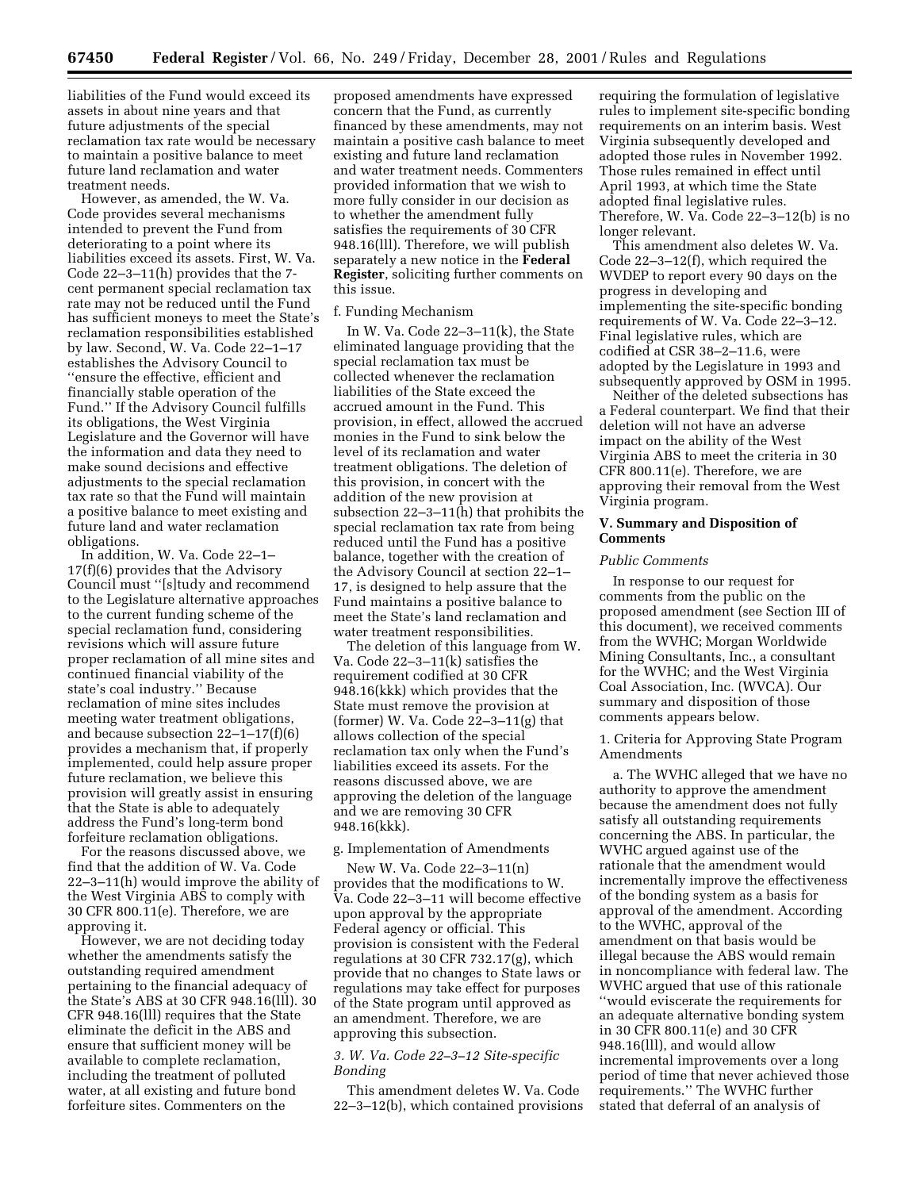liabilities of the Fund would exceed its assets in about nine years and that future adjustments of the special reclamation tax rate would be necessary to maintain a positive balance to meet future land reclamation and water treatment needs.

However, as amended, the W. Va. Code provides several mechanisms intended to prevent the Fund from deteriorating to a point where its liabilities exceed its assets. First, W. Va. Code 22–3–11(h) provides that the 7-cent permanent special reclamation tax rate may not be reduced until the Fund has sufficient moneys to meet the State's reclamation responsibilities established by law. Second, W. Va. Code 22–1–17 establishes the Advisory Council to ''ensure the effective, efficient and financially stable operation of the Fund.'' If the Advisory Council fulfills its obligations, the West Virginia Legislature and the Governor will have the information and data they need to make sound decisions and effective adjustments to the special reclamation tax rate so that the Fund will maintain a positive balance to meet existing and future land and water reclamation obligations.

In addition, W. Va. Code 22–1–17(f)(6) provides that the Advisory Council must ''[s]tudy and recommend to the Legislature alternative approaches to the current funding scheme of the special reclamation fund, considering revisions which will assure future proper reclamation of all mine sites and continued financial viability of the state's coal industry.'' Because reclamation of mine sites includes meeting water treatment obligations, and because subsection 22–1–17(f)(6) provides a mechanism that, if properly implemented, could help assure proper future reclamation, we believe this provision will greatly assist in ensuring that the State is able to adequately address the Fund's long-term bond forfeiture reclamation obligations.

For the reasons discussed above, we find that the addition of W. Va. Code 22–3–11(h) would improve the ability of the West Virginia ABS to comply with 30 CFR 800.11(e). Therefore, we are approving it.

However, we are not deciding today whether the amendments satisfy the outstanding required amendment pertaining to the financial adequacy of the State's ABS at 30 CFR 948.16(lll). 30 CFR 948.16(lll) requires that the State eliminate the deficit in the ABS and ensure that sufficient money will be available to complete reclamation, including the treatment of polluted water, at all existing and future bond forfeiture sites. Commenters on the proposed amendments have expressed concern that the Fund, as currently financed by these amendments, may not maintain a positive cash balance to meet existing and future land reclamation and water treatment needs. Commenters provided information that we wish to more fully consider in our decision as to whether the amendment fully satisfies the requirements of 30 CFR 948.16(lll). Therefore, we will publish separately a new notice in the **Federal Register**, soliciting further comments on this issue.

f. Funding Mechanism

In W. Va. Code 22–3–11(k), the State eliminated language providing that the special reclamation tax must be collected whenever the reclamation liabilities of the State exceed the accrued amount in the Fund. This provision, in effect, allowed the accrued monies in the Fund to sink below the level of its reclamation and water treatment obligations. The deletion of this provision, in concert with the addition of the new provision at subsection 22–3–11(h) that prohibits the special reclamation tax rate from being reduced until the Fund has a positive balance, together with the creation of the Advisory Council at section 22–1–17, is designed to help assure that the Fund maintains a positive balance to meet the State's land reclamation and water treatment responsibilities.

The deletion of this language from W. Va. Code 22–3–11(k) satisfies the requirement codified at 30 CFR 948.16(kkk) which provides that the State must remove the provision at (former) W. Va. Code 22–3–11(g) that allows collection of the special reclamation tax only when the Fund's liabilities exceed its assets. For the reasons discussed above, we are approving the deletion of the language and we are removing 30 CFR 948.16(kkk).

g. Implementation of Amendments

New W. Va. Code 22–3–11(n) provides that the modifications to W. Va. Code 22–3–11 will become effective upon approval by the appropriate Federal agency or official. This provision is consistent with the Federal regulations at 30 CFR 732.17(g), which provide that no changes to State laws or regulations may take effect for purposes of the State program until approved as an amendment. Therefore, we are approving this subsection.

*3. W. Va. Code 22–3–12 Site-specific Bonding*

This amendment deletes W. Va. Code 22–3–12(b), which contained provisions requiring the formulation of legislative rules to implement site-specific bonding requirements on an interim basis. West Virginia subsequently developed and adopted those rules in November 1992. Those rules remained in effect until April 1993, at which time the State adopted final legislative rules. Therefore, W. Va. Code 22–3–12(b) is no longer relevant.

This amendment also deletes W. Va. Code 22–3–12(f), which required the WVDEP to report every 90 days on the progress in developing and implementing the site-specific bonding requirements of W. Va. Code 22–3–12. Final legislative rules, which are codified at CSR 38–2–11.6, were adopted by the Legislature in 1993 and subsequently approved by OSM in 1995.

Neither of the deleted subsections has a Federal counterpart. We find that their deletion will not have an adverse impact on the ability of the West Virginia ABS to meet the criteria in 30 CFR 800.11(e). Therefore, we are approving their removal from the West Virginia program.

## V. Summary and Disposition of Comments

*Public Comments*

In response to our request for comments from the public on the proposed amendment (see Section III of this document), we received comments from the WVHC; Morgan Worldwide Mining Consultants, Inc., a consultant for the WVHC; and the West Virginia Coal Association, Inc. (WVCA). Our summary and disposition of those comments appears below.

1. Criteria for Approving State Program Amendments

a. The WVHC alleged that we have no authority to approve the amendment because the amendment does not fully satisfy all outstanding requirements concerning the ABS. In particular, the WVHC argued against use of the rationale that the amendment would incrementally improve the effectiveness of the bonding system as a basis for approval of the amendment. According to the WVHC, approval of the amendment on that basis would be illegal because the ABS would remain in noncompliance with federal law. The WVHC argued that use of this rationale ''would eviscerate the requirements for an adequate alternative bonding system in 30 CFR 800.11(e) and 30 CFR 948.16(lll), and would allow incremental improvements over a long period of time that never achieved those requirements.'' The WVHC further stated that deferral of an analysis of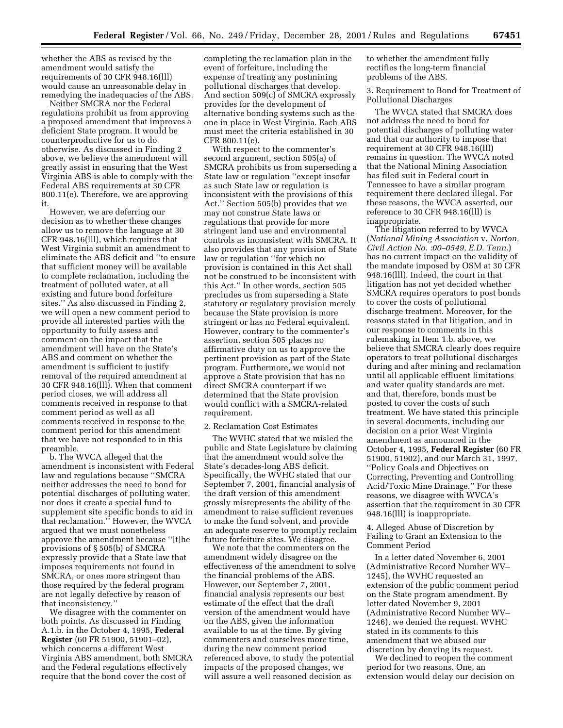whether the ABS as revised by the amendment would satisfy the requirements of 30 CFR 948.16(lll) would cause an unreasonable delay in remedying the inadequacies of the ABS.

Neither SMCRA nor the Federal regulations prohibit us from approving a proposed amendment that improves a deficient State program. It would be counterproductive for us to do otherwise. As discussed in Finding 2 above, we believe the amendment will greatly assist in ensuring that the West Virginia ABS is able to comply with the Federal ABS requirements at 30 CFR 800.11(e). Therefore, we are approving it.

However, we are deferring our decision as to whether these changes allow us to remove the language at 30 CFR 948.16(lll), which requires that West Virginia submit an amendment to eliminate the ABS deficit and "to ensure that sufficient money will be available to complete reclamation, including the treatment of polluted water, at all existing and future bond forfeiture sites." As also discussed in Finding 2, we will open a new comment period to provide all interested parties with the opportunity to fully assess and comment on the impact that the amendment will have on the State's ABS and comment on whether the amendment is sufficient to justify removal of the required amendment at 30 CFR 948.16(lll). When that comment period closes, we will address all comments received in response to that comment period as well as all comments received in response to the comment period for this amendment that we have not responded to in this preamble.

b. The WVCA alleged that the amendment is inconsistent with Federal law and regulations because "SMCRA neither addresses the need to bond for potential discharges of polluting water, nor does it create a special fund to supplement site specific bonds to aid in that reclamation." However, the WVCA argued that we must nonetheless approve the amendment because "[t]he provisions of § 505(b) of SMCRA expressly provide that a State law that imposes requirements not found in SMCRA, or ones more stringent than those required by the federal program are not legally defective by reason of that inconsistency."

We disagree with the commenter on both points. As discussed in Finding A.1.b. in the October 4, 1995, **Federal Register** (60 FR 51900, 51901–02), which concerns a different West Virginia ABS amendment, both SMCRA and the Federal regulations effectively require that the bond cover the cost of completing the reclamation plan in the event of forfeiture, including the expense of treating any postmining pollutional discharges that develop. And section 509(c) of SMCRA expressly provides for the development of alternative bonding systems such as the one in place in West Virginia. Each ABS must meet the criteria established in 30 CFR 800.11(e).

With respect to the commenter's second argument, section 505(a) of SMCRA prohibits us from superseding a State law or regulation "except insofar as such State law or regulation is inconsistent with the provisions of this Act." Section 505(b) provides that we may not construe State laws or regulations that provide for more stringent land use and environmental controls as inconsistent with SMCRA. It also provides that any provision of State law or regulation "for which no provision is contained in this Act shall not be construed to be inconsistent with this Act." In other words, section 505 precludes us from superseding a State statutory or regulatory provision merely because the State provision is more stringent or has no Federal equivalent. However, contrary to the commenter's assertion, section 505 places no affirmative duty on us to approve the pertinent provision as part of the State program. Furthermore, we would not approve a State provision that has no direct SMCRA counterpart if we determined that the State provision would conflict with a SMCRA-related requirement.

2. Reclamation Cost Estimates

The WVHC stated that we misled the public and State Legislature by claiming that the amendment would solve the State's decades-long ABS deficit. Specifically, the WVHC stated that our September 7, 2001, financial analysis of the draft version of this amendment grossly misrepresents the ability of the amendment to raise sufficient revenues to make the fund solvent, and provide an adequate reserve to promptly reclaim future forfeiture sites. We disagree.

We note that the commenters on the amendment widely disagree on the effectiveness of the amendment to solve the financial problems of the ABS. However, our September 7, 2001, financial analysis represents our best estimate of the effect that the draft version of the amendment would have on the ABS, given the information available to us at the time. By giving commenters and ourselves more time, during the new comment period referenced above, to study the potential impacts of the proposed changes, we will assure a well reasoned decision as to whether the amendment fully rectifies the long-term financial problems of the ABS.

3. Requirement to Bond for Treatment of Pollutional Discharges

The WVCA stated that SMCRA does not address the need to bond for potential discharges of polluting water and that our authority to impose that requirement at 30 CFR 948.16(lll) remains in question. The WVCA noted that the National Mining Association has filed suit in Federal court in Tennessee to have a similar program requirement there declared illegal. For these reasons, the WVCA asserted, our reference to 30 CFR 948.16(lll) is inappropriate.

The litigation referred to by WVCA (*National Mining Association* v. *Norton, Civil Action No. :00–0549, E.D. Tenn.*) has no current impact on the validity of the mandate imposed by OSM at 30 CFR 948.16(lll). Indeed, the court in that litigation has not yet decided whether SMCRA requires operators to post bonds to cover the costs of pollutional discharge treatment. Moreover, for the reasons stated in that litigation, and in our response to comments in this rulemaking in Item 1.b. above, we believe that SMCRA clearly does require operators to treat pollutional discharges during and after mining and reclamation until all applicable effluent limitations and water quality standards are met, and that, therefore, bonds must be posted to cover the costs of such treatment. We have stated this principle in several documents, including our decision on a prior West Virginia amendment as announced in the October 4, 1995, **Federal Register** (60 FR 51900, 51902), and our March 31, 1997, "Policy Goals and Objectives on Correcting, Preventing and Controlling Acid/Toxic Mine Drainage." For these reasons, we disagree with WVCA's assertion that the requirement in 30 CFR 948.16(lll) is inappropriate.

4. Alleged Abuse of Discretion by Failing to Grant an Extension to the Comment Period

In a letter dated November 6, 2001 (Administrative Record Number WV–1245), the WVHC requested an extension of the public comment period on the State program amendment. By letter dated November 9, 2001 (Administrative Record Number WV–1246), we denied the request. WVHC stated in its comments to this amendment that we abused our discretion by denying its request.

We declined to reopen the comment period for two reasons. One, an extension would delay our decision on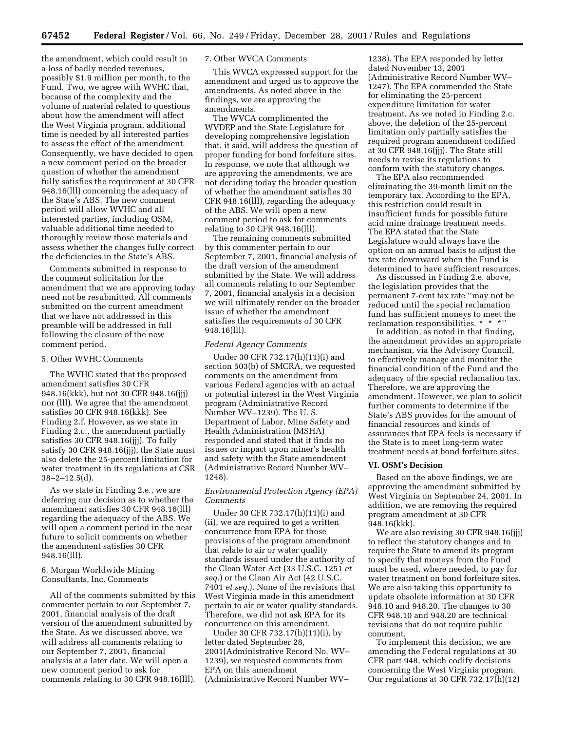the amendment, which could result in a loss of badly needed revenues, possibly $1.9 million per month, to the Fund. Two, we agree with WVHC that, because of the complexity and the volume of material related to questions about how the amendment will affect the West Virginia program, additional time is needed by all interested parties to assess the effect of the amendment. Consequently, we have decided to open a new comment period on the broader question of whether the amendment fully satisfies the requirement at 30 CFR 948.16(lll) concerning the adequacy of the State's ABS. The new comment period will allow WVHC and all interested parties, including OSM, valuable additional time needed to thoroughly review those materials and assess whether the changes fully correct the deficiencies in the State's ABS.

Comments submitted in response to the comment solicitation for the amendment that we are approving today need not be resubmitted. All comments submitted on the current amendment that we have not addressed in this preamble will be addressed in full following the closure of the new comment period.

5. Other WVHC Comments

The WVHC stated that the proposed amendment satisfies 30 CFR 948.16(kkk), but not 30 CFR 948.16(jjj) nor (lll). We agree that the amendment satisfies 30 CFR 948.16(kkk). See Finding 2.f. However, as we state in Finding 2.c., the amendment partially satisfies 30 CFR 948.16(jjj). To fully satisfy 30 CFR 948.16(jjj), the State must also delete the 25-percent limitation for water treatment in its regulations at CSR 38–2–12.5(d).

As we state in Finding 2.e., we are deferring our decision as to whether the amendment satisfies 30 CFR 948.16(lll) regarding the adequacy of the ABS. We will open a comment period in the near future to solicit comments on whether the amendment satisfies 30 CFR 948.16(lll).

6. Morgan Worldwide Mining Consultants, Inc. Comments

All of the comments submitted by this commenter pertain to our September 7, 2001, financial analysis of the draft version of the amendment submitted by the State. As we discussed above, we will address all comments relating to our September 7, 2001, financial analysis at a later date. We will open a new comment period to ask for comments relating to 30 CFR 948.16(lll).

7. Other WVCA Comments

This WVCA expressed support for the amendment and urged us to approve the amendments. As noted above in the findings, we are approving the amendments.

The WVCA complimented the WVDEP and the State Legislature for developing comprehensive legislation that, it said, will address the question of proper funding for bond forfeiture sites. In response, we note that although we are approving the amendments, we are not deciding today the broader question of whether the amendment satisfies 30 CFR 948.16(lll), regarding the adequacy of the ABS. We will open a new comment period to ask for comments relating to 30 CFR 948.16(lll).

The remaining comments submitted by this commenter pertain to our September 7, 2001, financial analysis of the draft version of the amendment submitted by the State. We will address all comments relating to our September 7, 2001, financial analysis in a decision we will ultimately render on the broader issue of whether the amendment satisfies the requirements of 30 CFR 948.16(lll).

*Federal Agency Comments*

Under 30 CFR 732.17(h)(11)(i) and section 503(b) of SMCRA, we requested comments on the amendment from various Federal agencies with an actual or potential interest in the West Virginia program (Administrative Record Number WV–1239). The U. S. Department of Labor, Mine Safety and Health Administration (MSHA) responded and stated that it finds no issues or impact upon miner's health and safety with the State amendment (Administrative Record Number WV–1248).

*Environmental Protection Agency (EPA) Comments*

Under 30 CFR 732.17(h)(11)(i) and (ii), we are required to get a written concurrence from EPA for those provisions of the program amendment that relate to air or water quality standards issued under the authority of the Clean Water Act (33 U.S.C. 1251 *et seq.*) or the Clean Air Act (42 U.S.C. 7401 *et seq.*). None of the revisions that West Virginia made in this amendment pertain to air or water quality standards. Therefore, we did not ask EPA for its concurrence on this amendment.

Under 30 CFR 732.17(h)(11)(i), by letter dated September 28, 2001(Administrative Record No. WV–1239), we requested comments from EPA on this amendment (Administrative Record Number WV–1238). The EPA responded by letter dated November 13, 2001 (Administrative Record Number WV–1247). The EPA commended the State for eliminating the 25-percent expenditure limitation for water treatment. As we noted in Finding 2.c. above, the deletion of the 25-percent limitation only partially satisfies the required program amendment codified at 30 CFR 948.16(jjj). The State still needs to revise its regulations to conform with the statutory changes.

The EPA also recommended eliminating the 39-month limit on the temporary tax. According to the EPA, this restriction could result in insufficient funds for possible future acid mine drainage treatment needs. The EPA stated that the State Legislature would always have the option on an annual basis to adjust the tax rate downward when the Fund is determined to have sufficient resources.

As discussed in Finding 2.e. above, the legislation provides that the permanent 7-cent tax rate ''may not be reduced until the special reclamation fund has sufficient moneys to meet the reclamation responsibilities. * * *''

In addition, as noted in that finding, the amendment provides an appropriate mechanism, via the Advisory Council, to effectively manage and monitor the financial condition of the Fund and the adequacy of the special reclamation tax. Therefore, we are approving the amendment. However, we plan to solicit further comments to determine if the State's ABS provides for the amount of financial resources and kinds of assurances that EPA feels is necessary if the State is to meet long-term water treatment needs at bond forfeiture sites.

## VI. OSM's Decision

Based on the above findings, we are approving the amendment submitted by West Virginia on September 24, 2001. In addition, we are removing the required program amendment at 30 CFR 948.16(kkk).

We are also revising 30 CFR 948.16(jjj) to reflect the statutory changes and to require the State to amend its program to specify that moneys from the Fund must be used, where needed, to pay for water treatment on bond forfeiture sites. We are also taking this opportunity to update obsolete information at 30 CFR 948.10 and 948.20. The changes to 30 CFR 948.10 and 948.20 are technical revisions that do not require public comment.

To implement this decision, we are amending the Federal regulations at 30 CFR part 948, which codify decisions concerning the West Virginia program. Our regulations at 30 CFR 732.17(h)(12)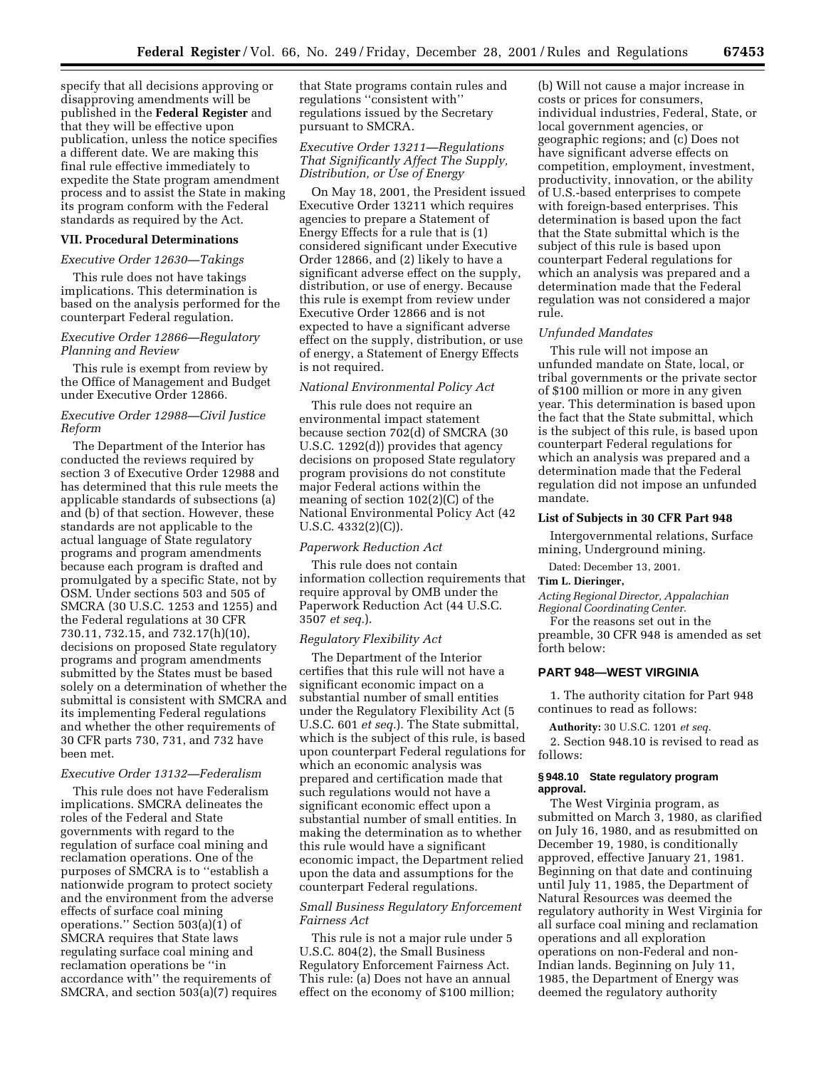specify that all decisions approving or disapproving amendments will be published in the **Federal Register** and that they will be effective upon publication, unless the notice specifies a different date. We are making this final rule effective immediately to expedite the State program amendment process and to assist the State in making its program conform with the Federal standards as required by the Act.

## VII. Procedural Determinations

*Executive Order 12630—Takings*

This rule does not have takings implications. This determination is based on the analysis performed for the counterpart Federal regulation.

*Executive Order 12866—Regulatory Planning and Review*

This rule is exempt from review by the Office of Management and Budget under Executive Order 12866.

*Executive Order 12988—Civil Justice Reform*

The Department of the Interior has conducted the reviews required by section 3 of Executive Order 12988 and has determined that this rule meets the applicable standards of subsections (a) and (b) of that section. However, these standards are not applicable to the actual language of State regulatory programs and program amendments because each program is drafted and promulgated by a specific State, not by OSM. Under sections 503 and 505 of SMCRA (30 U.S.C. 1253 and 1255) and the Federal regulations at 30 CFR 730.11, 732.15, and 732.17(h)(10), decisions on proposed State regulatory programs and program amendments submitted by the States must be based solely on a determination of whether the submittal is consistent with SMCRA and its implementing Federal regulations and whether the other requirements of 30 CFR parts 730, 731, and 732 have been met.

*Executive Order 13132—Federalism*

This rule does not have Federalism implications. SMCRA delineates the roles of the Federal and State governments with regard to the regulation of surface coal mining and reclamation operations. One of the purposes of SMCRA is to ''establish a nationwide program to protect society and the environment from the adverse effects of surface coal mining operations.'' Section 503(a)(1) of SMCRA requires that State laws regulating surface coal mining and reclamation operations be ''in accordance with'' the requirements of SMCRA, and section 503(a)(7) requires that State programs contain rules and regulations ''consistent with'' regulations issued by the Secretary pursuant to SMCRA.

*Executive Order 13211—Regulations That Significantly Affect The Supply, Distribution, or Use of Energy*

On May 18, 2001, the President issued Executive Order 13211 which requires agencies to prepare a Statement of Energy Effects for a rule that is (1) considered significant under Executive Order 12866, and (2) likely to have a significant adverse effect on the supply, distribution, or use of energy. Because this rule is exempt from review under Executive Order 12866 and is not expected to have a significant adverse effect on the supply, distribution, or use of energy, a Statement of Energy Effects is not required.

*National Environmental Policy Act*

This rule does not require an environmental impact statement because section 702(d) of SMCRA (30 U.S.C. 1292(d)) provides that agency decisions on proposed State regulatory program provisions do not constitute major Federal actions within the meaning of section 102(2)(C) of the National Environmental Policy Act (42 U.S.C. 4332(2)(C)).

*Paperwork Reduction Act*

This rule does not contain information collection requirements that require approval by OMB under the Paperwork Reduction Act (44 U.S.C. 3507 *et seq.*).

*Regulatory Flexibility Act*

The Department of the Interior certifies that this rule will not have a significant economic impact on a substantial number of small entities under the Regulatory Flexibility Act (5 U.S.C. 601 *et seq.*). The State submittal, which is the subject of this rule, is based upon counterpart Federal regulations for which an economic analysis was prepared and certification made that such regulations would not have a significant economic effect upon a substantial number of small entities. In making the determination as to whether this rule would have a significant economic impact, the Department relied upon the data and assumptions for the counterpart Federal regulations.

*Small Business Regulatory Enforcement Fairness Act*

This rule is not a major rule under 5 U.S.C. 804(2), the Small Business Regulatory Enforcement Fairness Act. This rule: (a) Does not have an annual effect on the economy of $100 million; (b) Will not cause a major increase in costs or prices for consumers, individual industries, Federal, State, or local government agencies, or geographic regions; and (c) Does not have significant adverse effects on competition, employment, investment, productivity, innovation, or the ability of U.S.-based enterprises to compete with foreign-based enterprises. This determination is based upon the fact that the State submittal which is the subject of this rule is based upon counterpart Federal regulations for which an analysis was prepared and a determination made that the Federal regulation was not considered a major rule.

*Unfunded Mandates*

This rule will not impose an unfunded mandate on State, local, or tribal governments or the private sector of $100 million or more in any given year. This determination is based upon the fact that the State submittal, which is the subject of this rule, is based upon counterpart Federal regulations for which an analysis was prepared and a determination made that the Federal regulation did not impose an unfunded mandate.

### List of Subjects in 30 CFR Part 948

Intergovernmental relations, Surface mining, Underground mining.

Dated: December 13, 2001.

**Tim L. Dieringer,**

*Acting Regional Director, Appalachian Regional Coordinating Center.*

For the reasons set out in the preamble, 30 CFR 948 is amended as set forth below:

## PART 948—WEST VIRGINIA

1. The authority citation for Part 948 continues to read as follows:

**Authority:** 30 U.S.C. 1201 *et seq.*

2. Section 948.10 is revised to read as follows:

### § 948.10 State regulatory program approval.

The West Virginia program, as submitted on March 3, 1980, as clarified on July 16, 1980, and as resubmitted on December 19, 1980, is conditionally approved, effective January 21, 1981. Beginning on that date and continuing until July 11, 1985, the Department of Natural Resources was deemed the regulatory authority in West Virginia for all surface coal mining and reclamation operations and all exploration operations on non-Federal and non-Indian lands. Beginning on July 11, 1985, the Department of Energy was deemed the regulatory authority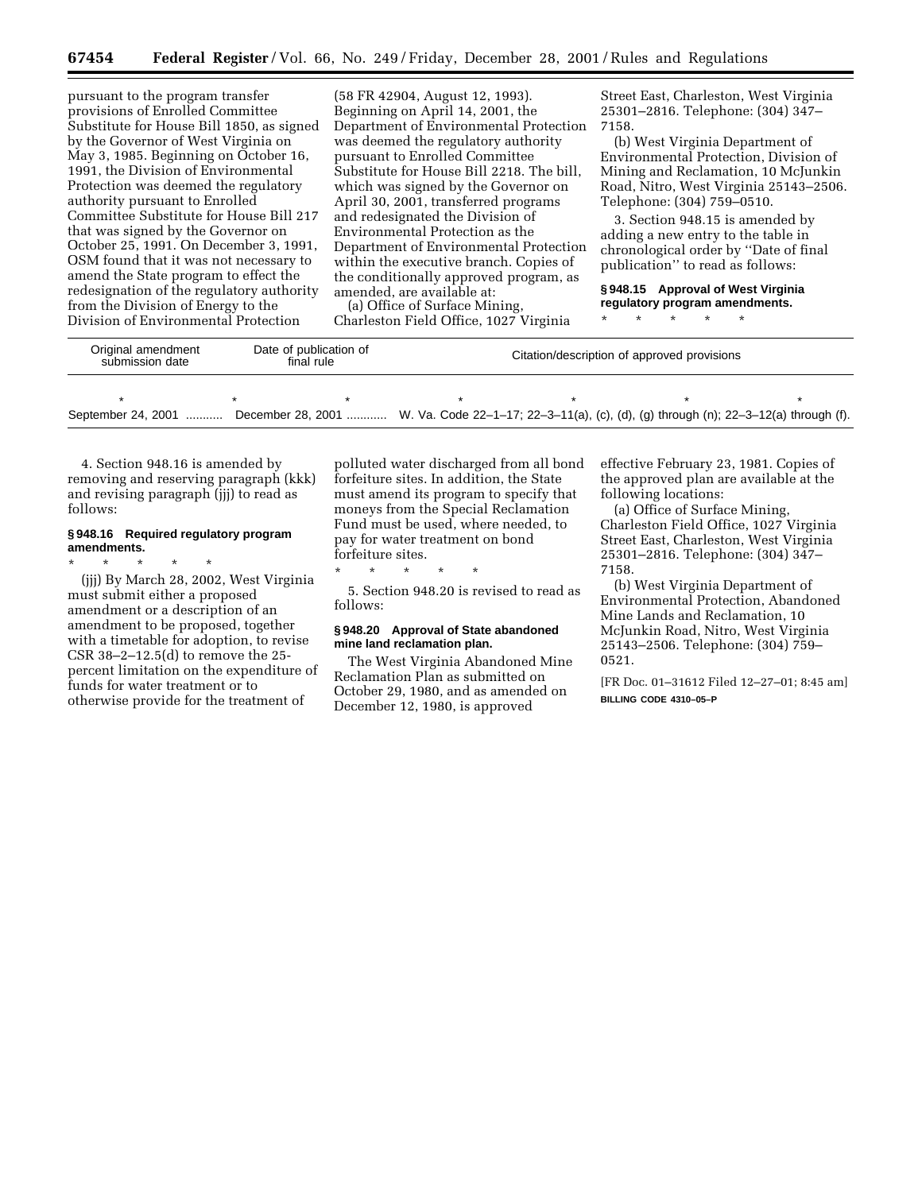pursuant to the program transfer provisions of Enrolled Committee Substitute for House Bill 1850, as signed by the Governor of West Virginia on May 3, 1985. Beginning on October 16, 1991, the Division of Environmental Protection was deemed the regulatory authority pursuant to Enrolled Committee Substitute for House Bill 217 that was signed by the Governor on October 25, 1991. On December 3, 1991, OSM found that it was not necessary to amend the State program to effect the redesignation of the regulatory authority from the Division of Energy to the Division of Environmental Protection (58 FR 42904, August 12, 1993). Beginning on April 14, 2001, the Department of Environmental Protection was deemed the regulatory authority pursuant to Enrolled Committee Substitute for House Bill 2218. The bill, which was signed by the Governor on April 30, 2001, transferred programs and redesignated the Division of Environmental Protection as the Department of Environmental Protection within the executive branch. Copies of the conditionally approved program, as amended, are available at:

(a) Office of Surface Mining, Charleston Field Office, 1027 Virginia Street East, Charleston, West Virginia 25301–2816. Telephone: (304) 347–7158.

(b) West Virginia Department of Environmental Protection, Division of Mining and Reclamation, 10 McJunkin Road, Nitro, West Virginia 25143–2506. Telephone: (304) 759–0510.

3. Section 948.15 is amended by adding a new entry to the table in chronological order by "Date of final publication" to read as follows:

### § 948.15 Approval of West Virginia regulatory program amendments.

\* \* \* \* \*

| Original amendment submission date | Date of publication of final rule | Citation/description of approved provisions |
|---|---|---|
| \* \* | \* \* | \* \* \* |
| September 24, 2001 ........... | December 28, 2001 ........... | W. Va. Code 22–1–17; 22–3–11(a), (c), (d), (g) through (n); 22–3–12(a) through (f). |

4. Section 948.16 is amended by removing and reserving paragraph (kkk) and revising paragraph (jjj) to read as follows:

### § 948.16 Required regulatory program amendments.

\* \* \* \* \*

(jjj) By March 28, 2002, West Virginia must submit either a proposed amendment or a description of an amendment to be proposed, together with a timetable for adoption, to revise CSR 38–2–12.5(d) to remove the 25-percent limitation on the expenditure of funds for water treatment or to otherwise provide for the treatment of polluted water discharged from all bond forfeiture sites. In addition, the State must amend its program to specify that moneys from the Special Reclamation Fund must be used, where needed, to pay for water treatment on bond forfeiture sites.

\* \* \* \* \*

5. Section 948.20 is revised to read as follows:

### § 948.20 Approval of State abandoned mine land reclamation plan.

The West Virginia Abandoned Mine Reclamation Plan as submitted on October 29, 1980, and as amended on December 12, 1980, is approved effective February 23, 1981. Copies of the approved plan are available at the following locations:

(a) Office of Surface Mining, Charleston Field Office, 1027 Virginia Street East, Charleston, West Virginia 25301–2816. Telephone: (304) 347–7158.

(b) West Virginia Department of Environmental Protection, Abandoned Mine Lands and Reclamation, 10 McJunkin Road, Nitro, West Virginia 25143–2506. Telephone: (304) 759–0521.

[FR Doc. 01–31612 Filed 12–27–01; 8:45 am]

**BILLING CODE 4310–05–P**